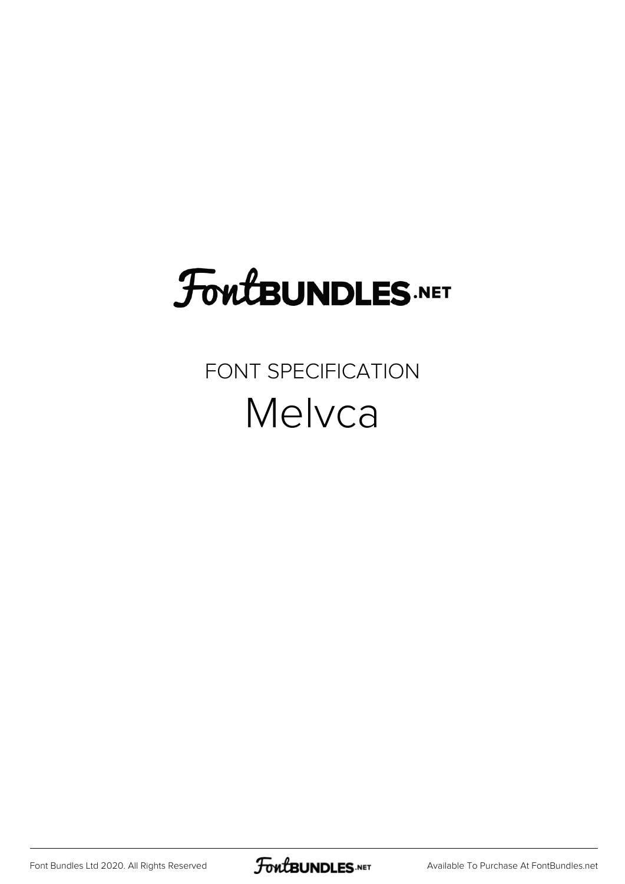# FontBundles.net

FONT SPECIFICATION

## Melvca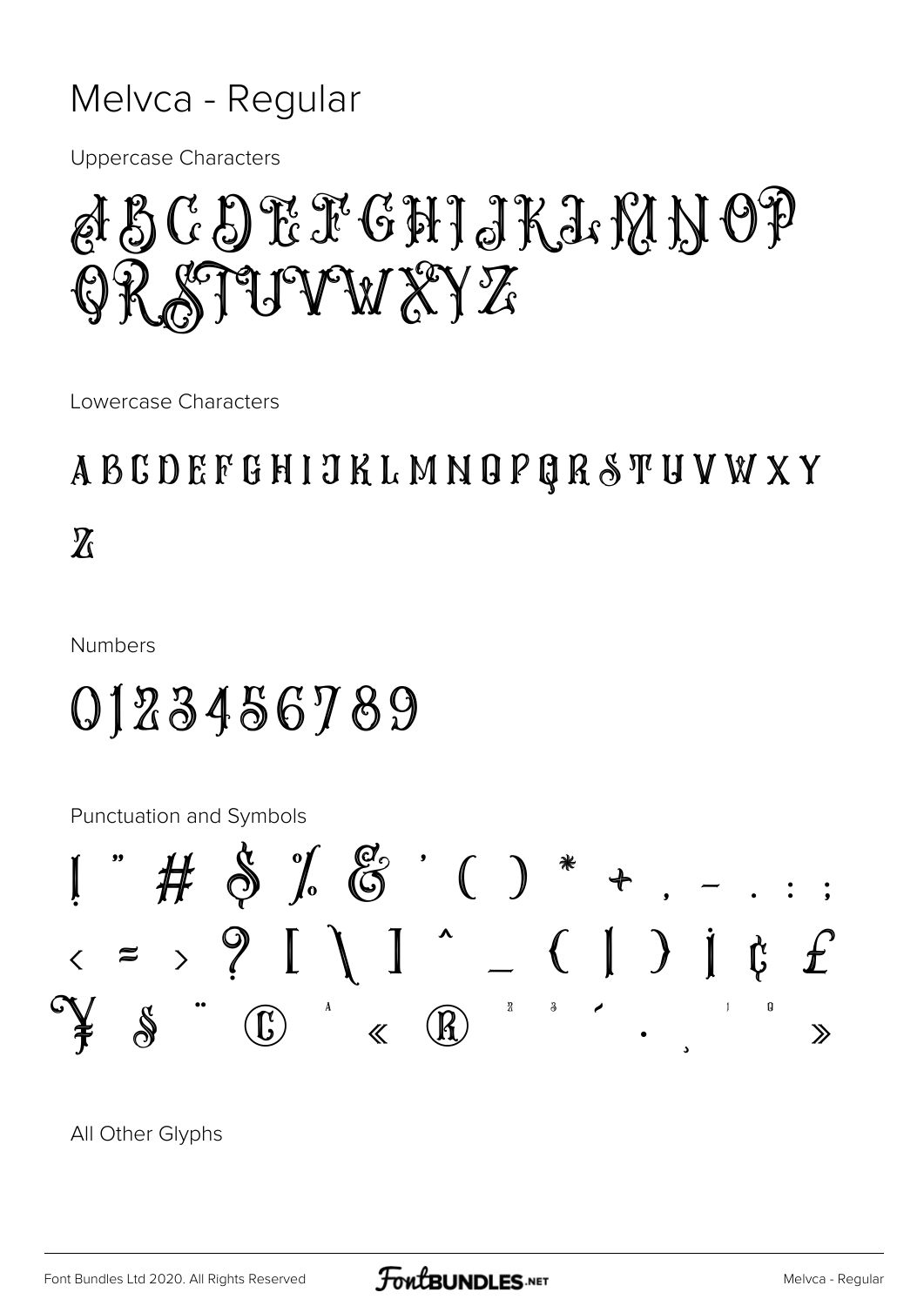# Melvca - Regular

Uppercase Characters

ABCDEFGHIJKLMNOP
QRSTUVWXYZ

Lowercase Characters

A B C D E F G H I J K L M N O P Q R S T U V W X Y
Z

Numbers

0123456789

Punctuation and Symbols

! " # $ % & ' ( ) * + , - . : ;
< = > ? [ \ ] ^ _ { | } ¡ ¢ £
¥ § ¨ © ª « ® ² ³ ´ · ¸ ¹ º »

All Other Glyphs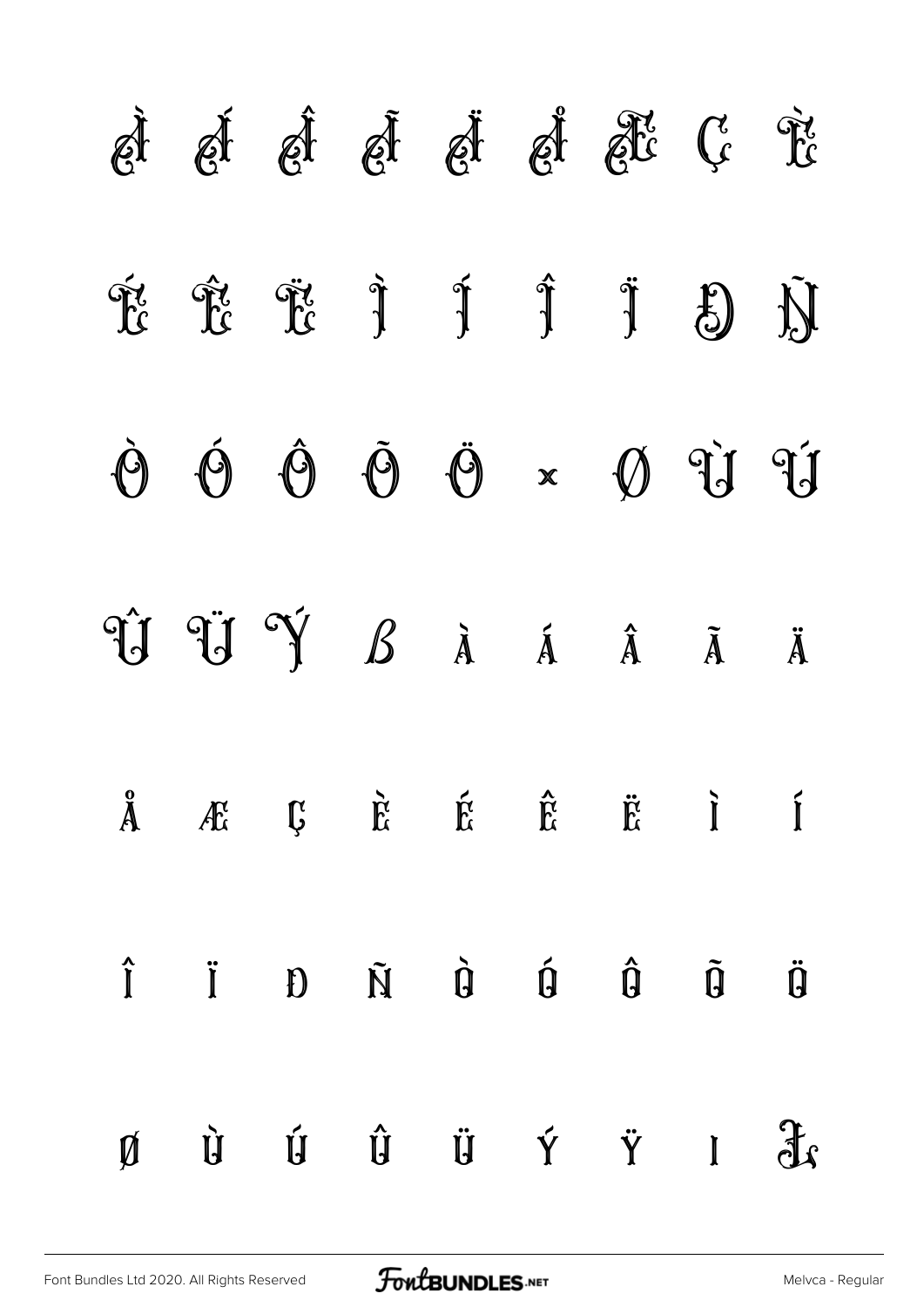À Á Â Ã Ä Å Æ Ç È

É Ê Ë Ì Í Î Ï Ð Ñ

Ò Ó Ô Õ Ö × Ø Ù Ú

Û Ü Ý ß à á â ã ä

å æ ç è é ê ë ì í

î ï ð ñ ò ó ô õ ö

ø ù ú û ü ý ÿ ı Œ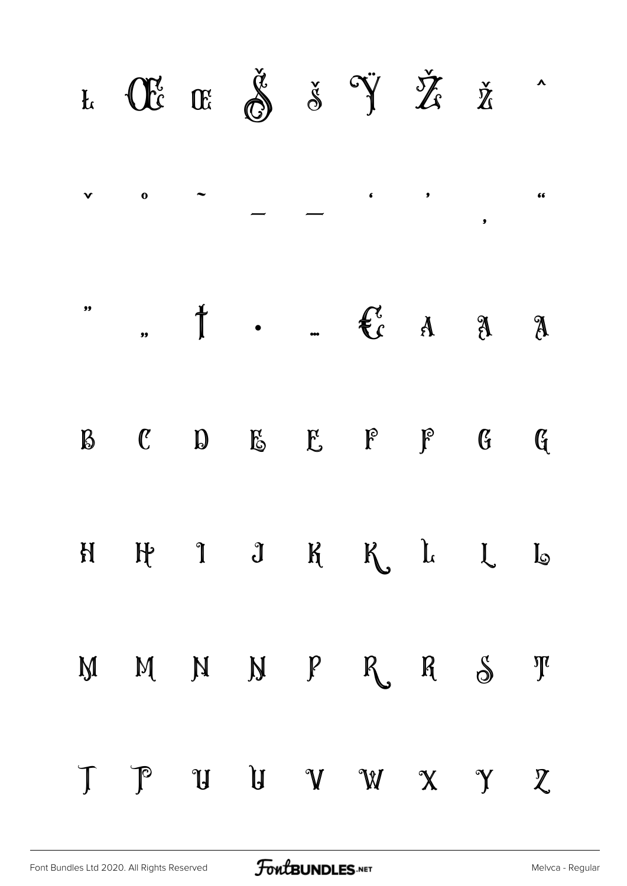Ł Œ œ Š š Ÿ Ž ž ˆ

ˇ ˚ ˜ – — ' ' ‚ "

" „ † • … € A A A

B C D E E F F G G

H H I J K K L L L

M M N N P R R S T

T T U U V W X Y Z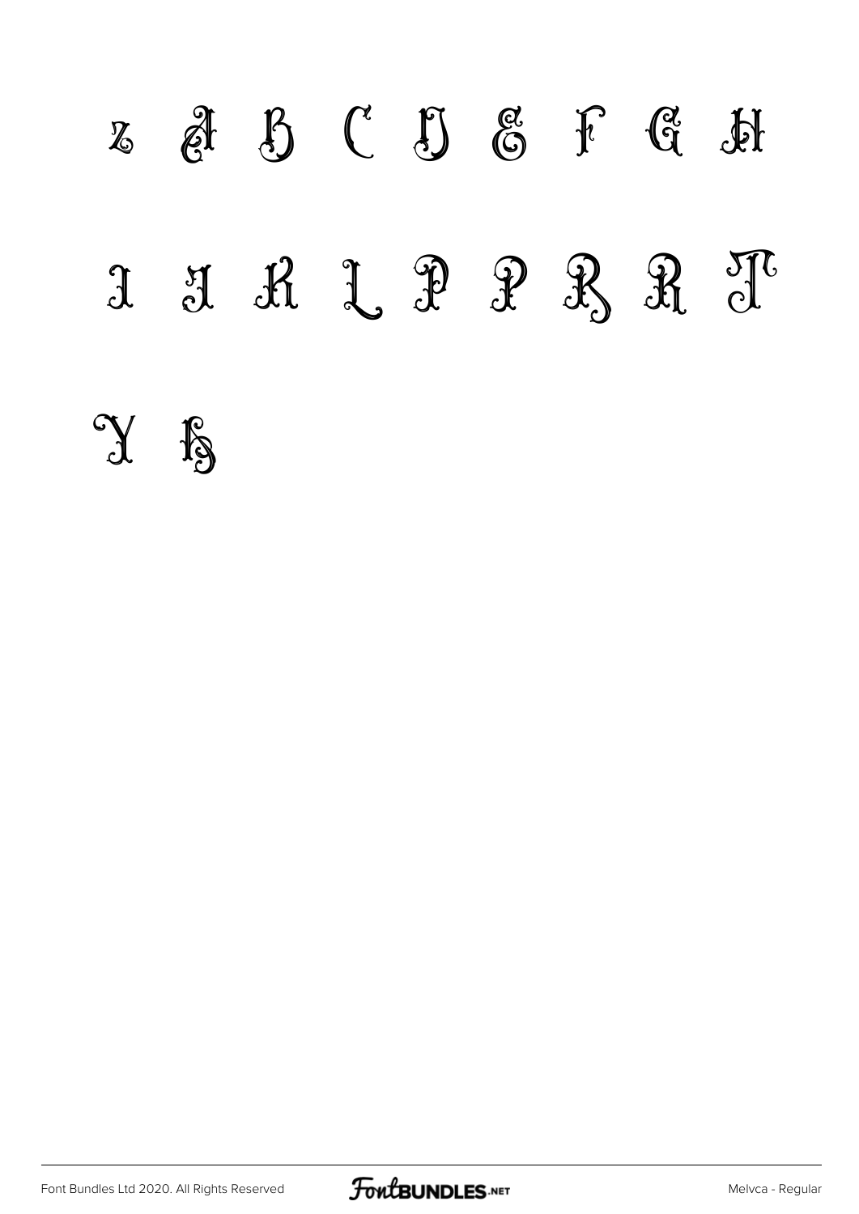z A B C D E F G H

I J K L P P R R T

Y B